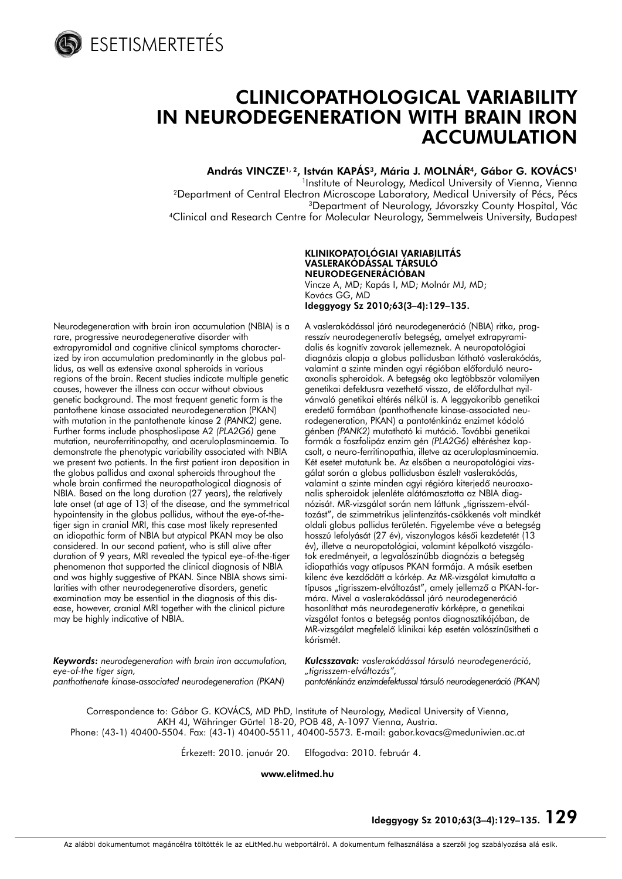ESETISMERTETÉS

# CLINICOPATHOLOGICAL VARIABILITY IN NEURODEGENERATION WITH BRAIN IRON ACCUMULATION

**András VINCZE[1,2], István KAPÁS[3], Mária J. MOLNÁR[4], Gábor G. KOVÁCS[1]**

[1]Institute of Neurology, Medical University of Vienna, Vienna
[2]Department of Central Electron Microscope Laboratory, Medical University of Pécs, Pécs
[3]Department of Neurology, Jávorszky County Hospital, Vác
[4]Clinical and Research Centre for Molecular Neurology, Semmelweis University, Budapest

Neurodegeneration with brain iron accumulation (NBIA) is a rare, progressive neurodegenerative disorder with extrapyramidal and cognitive clinical symptoms characterized by iron accumulation predominantly in the globus pallidus, as well as extensive axonal spheroids in various regions of the brain. Recent studies indicate multiple genetic causes, however the illness can occur without obvious genetic background. The most frequent genetic form is the pantothene kinase associated neurodegeneration (PKAN) with mutation in the pantothenate kinase 2 *(PANK2)* gene. Further forms include phosphoslipase A2 *(PLA2G6)* gene mutation, neuroferritinopathy, and aceruloplasminaemia. To demonstrate the phenotypic variability associated with NBIA we present two patients. In the first patient iron deposition in the globus pallidus and axonal spheroids throughout the whole brain confirmed the neuropathological diagnosis of NBIA. Based on the long duration (27 years), the relatively late onset (at age of 13) of the disease, and the symmetrical hypointensity in the globus pallidus, without the eye-of-the-tiger sign in cranial MRI, this case most likely represented an idiopathic form of NBIA but atypical PKAN may be also considered. In our second patient, who is still alive after duration of 9 years, MRI revealed the typical eye-of-the-tiger phenomenon that supported the clinical diagnosis of NBIA and was highly suggestive of PKAN. Since NBIA shows similarities with other neurodegenerative disorders, genetic examination may be essential in the diagnosis of this disease, however, cranial MRI together with the clinical picture may be highly indicative of NBIA.

***Keywords:*** *neurodegeneration with brain iron accumulation, eye-of-the tiger sign, panthothenate kinase-associated neurodegeneration (PKAN)*

**KLINIKOPATOLÓGIAI VARIABILITÁS VASLERAKÓDÁSSAL TÁRSULÓ NEURODEGENERÁCIÓBAN**
Vincze A, MD; Kapás I, MD; Molnár MJ, MD; Kovács GG, MD
**Ideggyogy Sz 2010;63(3–4):129–135.**

A vaslerakódással járó neurodegeneráció (NBIA) ritka, progresszív neurodegeneratív betegség, amelyet extrapyramidalis és kognitív zavarok jellemeznek. A neuropatológiai diagnózis alapja a globus pallidusban látható vaslerakódás, valamint a szinte minden agyi régióban előforduló neuroaxonalis spheroidok. A betegség oka legtöbbször valamilyen genetikai defektusra vezethető vissza, de előfordulhat nyilvánvaló genetikai eltérés nélkül is. A leggyakoribb genetikai eredetű formában (panthothenate kinase-associated neurodegeneration, PKAN) a pantoténkináz enzimet kódoló génben *(PANK2)* mutatható ki mutáció. További genetikai formák a foszfolipáz enzim gén *(PLA2G6)* eltéréshez kapcsolt, a neuro-ferritinopathia, illetve az aceruloplasminaemia. Két esetet mutatunk be. Az elsőben a neuropatológiai vizsgálat során a globus pallidusban észlelt vaslerakódás, valamint a szinte minden agyi régióra kiterjedő neuroaxonalis spheroidok jelenléte alátámasztotta az NBIA diagnózisát. MR-vizsgálat során nem láttunk „tigrisszem-elváltozást", de szimmetrikus jelintenzitás-csökkenés volt mindkét oldali globus pallidus területén. Figyelembe véve a betegség hosszú lefolyását (27 év), viszonylagos késői kezdetét (13 év), illetve a neuropatológiai, valamint képalkotó vizsgálatok eredményeit, a legvalószínűbb diagnózis a betegség idiopathiás vagy atípusos PKAN formája. A másik esetben kilenc éve kezdődött a kórkép. Az MR-vizsgálat kimutatta a típusos „tigrisszem-elváltozást", amely jellemző a PKAN-formára. Mivel a vaslerakódással járó neurodegeneráció hasonlíthat más neurodegeneratív kórképre, a genetikai vizsgálat fontos a betegség pontos diagnosztikájában, de MR-vizsgálat megfelelő klinikai kép esetén valószínűsítheti a kórismét.

***Kulcsszavak:*** *vaslerakódással társuló neurodegeneráció, „tigrisszem-elváltozás", pantoténkináz enzimdefektussal társuló neurodegeneráció (PKAN)*

Correspondence to: Gábor G. KOVÁCS, MD PhD, Institute of Neurology, Medical University of Vienna, AKH 4J, Währinger Gürtel 18-20, POB 48, A-1097 Vienna, Austria.
Phone: (43-1) 40400-5504. Fax: (43-1) 40400-5511, 40400-5573. E-mail: gabor.kovacs@meduniwien.ac.at

Érkezett: 2010. január 20. Elfogadva: 2010. február 4.

**www.elitmed.hu**

Az alábbi dokumentumot magáncélra töltötték le az eLitMed.hu webportálról. A dokumentum felhasználása a szerzői jog szabályozása alá esik.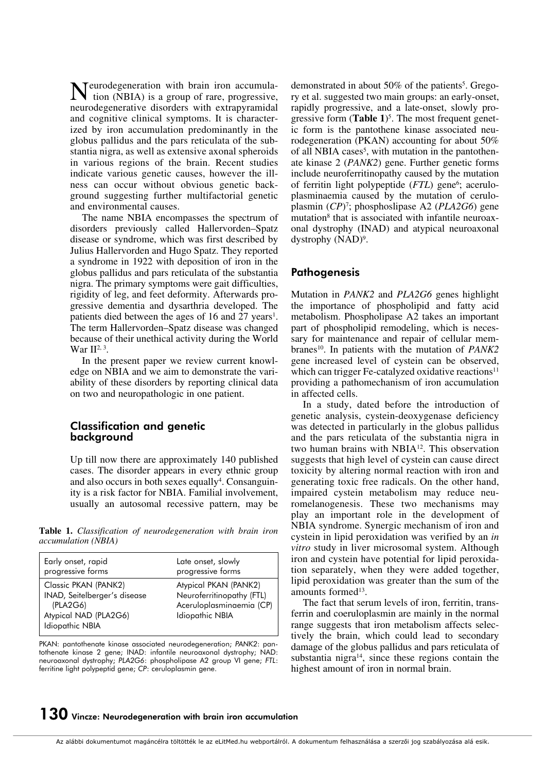Neurodegeneration with brain iron accumulation (NBIA) is a group of rare, progressive, neurodegenerative disorders with extrapyramidal and cognitive clinical symptoms. It is characterized by iron accumulation predominantly in the globus pallidus and the pars reticulata of the substantia nigra, as well as extensive axonal spheroids in various regions of the brain. Recent studies indicate various genetic causes, however the illness can occur without obvious genetic background suggesting further multifactorial genetic and environmental causes.

The name NBIA encompasses the spectrum of disorders previously called Hallervorden–Spatz disease or syndrome, which was first described by Julius Hallervorden and Hugo Spatz. They reported a syndrome in 1922 with deposition of iron in the globus pallidus and pars reticulata of the substantia nigra. The primary symptoms were gait difficulties, rigidity of leg, and feet deformity. Afterwards progressive dementia and dysarthria developed. The patients died between the ages of 16 and 27 years[1]. The term Hallervorden–Spatz disease was changed because of their unethical activity during the World War II[2, 3].

In the present paper we review current knowledge on NBIA and we aim to demonstrate the variability of these disorders by reporting clinical data on two and neuropathologic in one patient.

## Classification and genetic background

Up till now there are approximately 140 published cases. The disorder appears in every ethnic group and also occurs in both sexes equally[4]. Consanguinity is a risk factor for NBIA. Familial involvement, usually an autosomal recessive pattern, may be demonstrated in about 50% of the patients[5]. Gregory et al. suggested two main groups: an early-onset, rapidly progressive, and a late-onset, slowly progressive form (**Table 1**)[5]. The most frequent genetic form is the pantothene kinase associated neurodegeneration (PKAN) accounting for about 50% of all NBIA cases[5], with mutation in the pantothenate kinase 2 (*PANK2*) gene. Further genetic forms include neuroferritinopathy caused by the mutation of ferritin light polypeptide (*FTL*) gene[6]; aceruloplasminaemia caused by the mutation of ceruloplasmin (*CP*)[7]; phosphoslipase A2 (*PLA2G6*) gene mutation[8] that is associated with infantile neuroaxonal dystrophy (INAD) and atypical neuroaxonal dystrophy (NAD)[9].

**Table 1.** *Classification of neurodegeneration with brain iron accumulation (NBIA)*

| Early onset, rapid progressive forms | Late onset, slowly progressive forms |
|---|---|
| Classic PKAN (PANK2) | Atypical PKAN (PANK2) |
| INAD, Seitelberger's disease (PLA2G6) | Neuroferritinopathy (FTL) |
| Atypical NAD (PLA2G6) | Aceruloplasminaemia (CP) |
| Idiopathic NBIA | Idiopathic NBIA |

PKAN: pantothenate kinase associated neurodegeneration; *PANK2*: pantothenate kinase 2 gene; INAD: infantile neuroaxonal dystrophy; NAD: neuroaxonal dystrophy; *PLA2G6*: phospholipase A2 group VI gene; *FTL*: ferritine light polypeptid gene; *CP*: ceruloplasmin gene.

## Pathogenesis

Mutation in *PANK2* and *PLA2G6* genes highlight the importance of phospholipid and fatty acid metabolism. Phospholipase A2 takes an important part of phospholipid remodeling, which is necessary for maintenance and repair of cellular membranes[10]. In patients with the mutation of *PANK2* gene increased level of cystein can be observed, which can trigger Fe-catalyzed oxidative reactions[11] providing a pathomechanism of iron accumulation in affected cells.

In a study, dated before the introduction of genetic analysis, cystein-deoxygenase deficiency was detected in particularly in the globus pallidus and the pars reticulata of the substantia nigra in two human brains with NBIA[12]. This observation suggests that high level of cystein can cause direct toxicity by altering normal reaction with iron and generating toxic free radicals. On the other hand, impaired cystein metabolism may reduce neuromelanogenesis. These two mechanisms may play an important role in the development of NBIA syndrome. Synergic mechanism of iron and cystein in lipid peroxidation was verified by an *in vitro* study in liver microsomal system. Although iron and cystein have potential for lipid peroxidation separately, when they were added together, lipid peroxidation was greater than the sum of the amounts formed[13].

The fact that serum levels of iron, ferritin, transferrin and coeruloplasmin are mainly in the normal range suggests that iron metabolism affects selectively the brain, which could lead to secondary damage of the globus pallidus and pars reticulata of substantia nigra[14], since these regions contain the highest amount of iron in normal brain.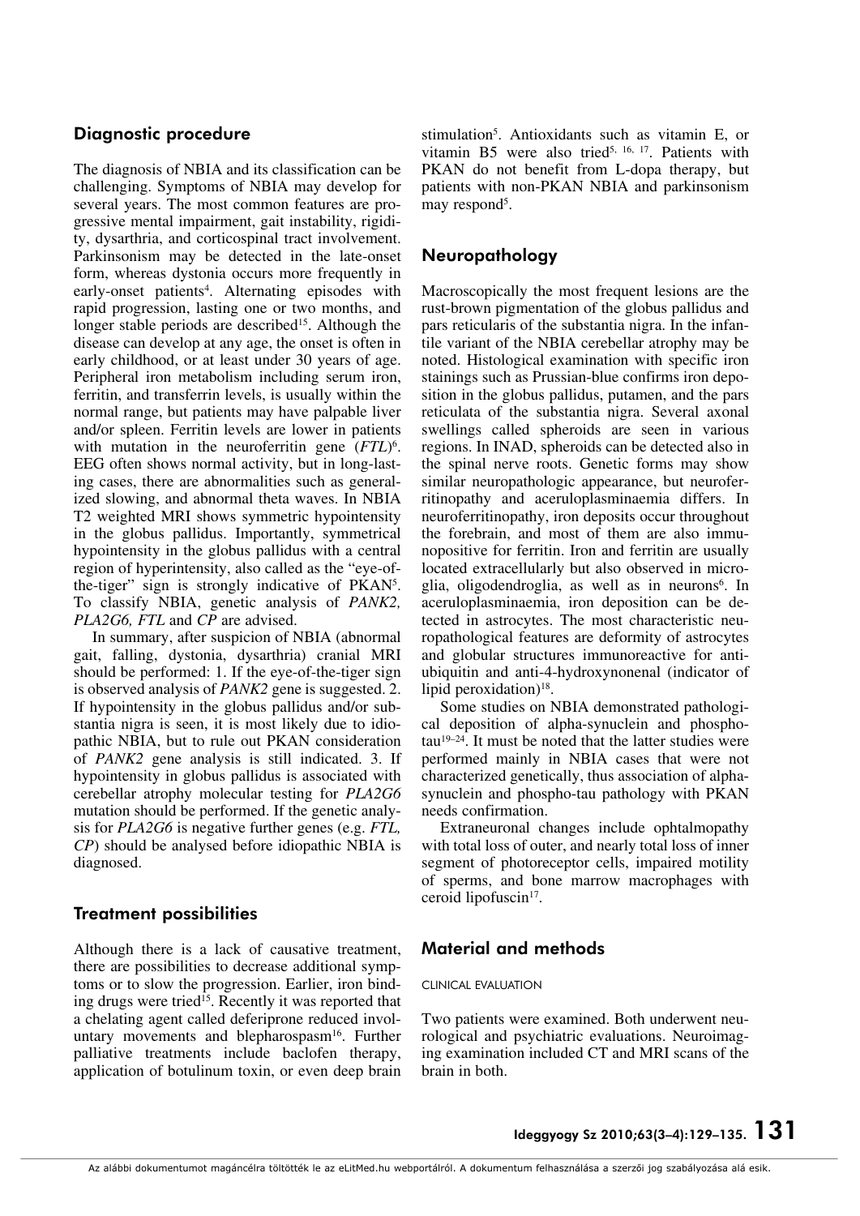## Diagnostic procedure

The diagnosis of NBIA and its classification can be challenging. Symptoms of NBIA may develop for several years. The most common features are progressive mental impairment, gait instability, rigidity, dysarthria, and corticospinal tract involvement. Parkinsonism may be detected in the late-onset form, whereas dystonia occurs more frequently in early-onset patients[4]. Alternating episodes with rapid progression, lasting one or two months, and longer stable periods are described[15]. Although the disease can develop at any age, the onset is often in early childhood, or at least under 30 years of age. Peripheral iron metabolism including serum iron, ferritin, and transferrin levels, is usually within the normal range, but patients may have palpable liver and/or spleen. Ferritin levels are lower in patients with mutation in the neuroferritin gene (*FTL*)[6]. EEG often shows normal activity, but in long-lasting cases, there are abnormalities such as generalized slowing, and abnormal theta waves. In NBIA T2 weighted MRI shows symmetric hypointensity in the globus pallidus. Importantly, symmetrical hypointensity in the globus pallidus with a central region of hyperintensity, also called as the "eye-of-the-tiger" sign is strongly indicative of PKAN[5]. To classify NBIA, genetic analysis of *PANK2, PLA2G6, FTL* and *CP* are advised.

In summary, after suspicion of NBIA (abnormal gait, falling, dystonia, dysarthria) cranial MRI should be performed: 1. If the eye-of-the-tiger sign is observed analysis of *PANK2* gene is suggested. 2. If hypointensity in the globus pallidus and/or substantia nigra is seen, it is most likely due to idiopathic NBIA, but to rule out PKAN consideration of *PANK2* gene analysis is still indicated. 3. If hypointensity in globus pallidus is associated with cerebellar atrophy molecular testing for *PLA2G6* mutation should be performed. If the genetic analysis for *PLA2G6* is negative further genes (e.g. *FTL, CP*) should be analysed before idiopathic NBIA is diagnosed.

## Treatment possibilities

Although there is a lack of causative treatment, there are possibilities to decrease additional symptoms or to slow the progression. Earlier, iron binding drugs were tried[15]. Recently it was reported that a chelating agent called deferiprone reduced involuntary movements and blepharospasm[16]. Further palliative treatments include baclofen therapy, application of botulinum toxin, or even deep brain stimulation[5]. Antioxidants such as vitamin E, or vitamin B5 were also tried[5, 16, 17]. Patients with PKAN do not benefit from L-dopa therapy, but patients with non-PKAN NBIA and parkinsonism may respond[5].

## Neuropathology

Macroscopically the most frequent lesions are the rust-brown pigmentation of the globus pallidus and pars reticularis of the substantia nigra. In the infantile variant of the NBIA cerebellar atrophy may be noted. Histological examination with specific iron stainings such as Prussian-blue confirms iron deposition in the globus pallidus, putamen, and the pars reticulata of the substantia nigra. Several axonal swellings called spheroids are seen in various regions. In INAD, spheroids can be detected also in the spinal nerve roots. Genetic forms may show similar neuropathologic appearance, but neuroferritinopathy and aceruloplasminaemia differs. In neuroferritinopathy, iron deposits occur throughout the forebrain, and most of them are also immunopositive for ferritin. Iron and ferritin are usually located extracellularly but also observed in microglia, oligodendroglia, as well as in neurons[6]. In aceruloplasminaemia, iron deposition can be detected in astrocytes. The most characteristic neuropathological features are deformity of astrocytes and globular structures immunoreactive for anti-ubiquitin and anti-4-hydroxynonenal (indicator of lipid peroxidation)[18].

Some studies on NBIA demonstrated pathological deposition of alpha-synuclein and phospho-tau[19–24]. It must be noted that the latter studies were performed mainly in NBIA cases that were not characterized genetically, thus association of alpha-synuclein and phospho-tau pathology with PKAN needs confirmation.

Extraneuronal changes include ophtalmopathy with total loss of outer, and nearly total loss of inner segment of photoreceptor cells, impaired motility of sperms, and bone marrow macrophages with ceroid lipofuscin[17].

## Material and methods

### CLINICAL EVALUATION

Two patients were examined. Both underwent neurological and psychiatric evaluations. Neuroimaging examination included CT and MRI scans of the brain in both.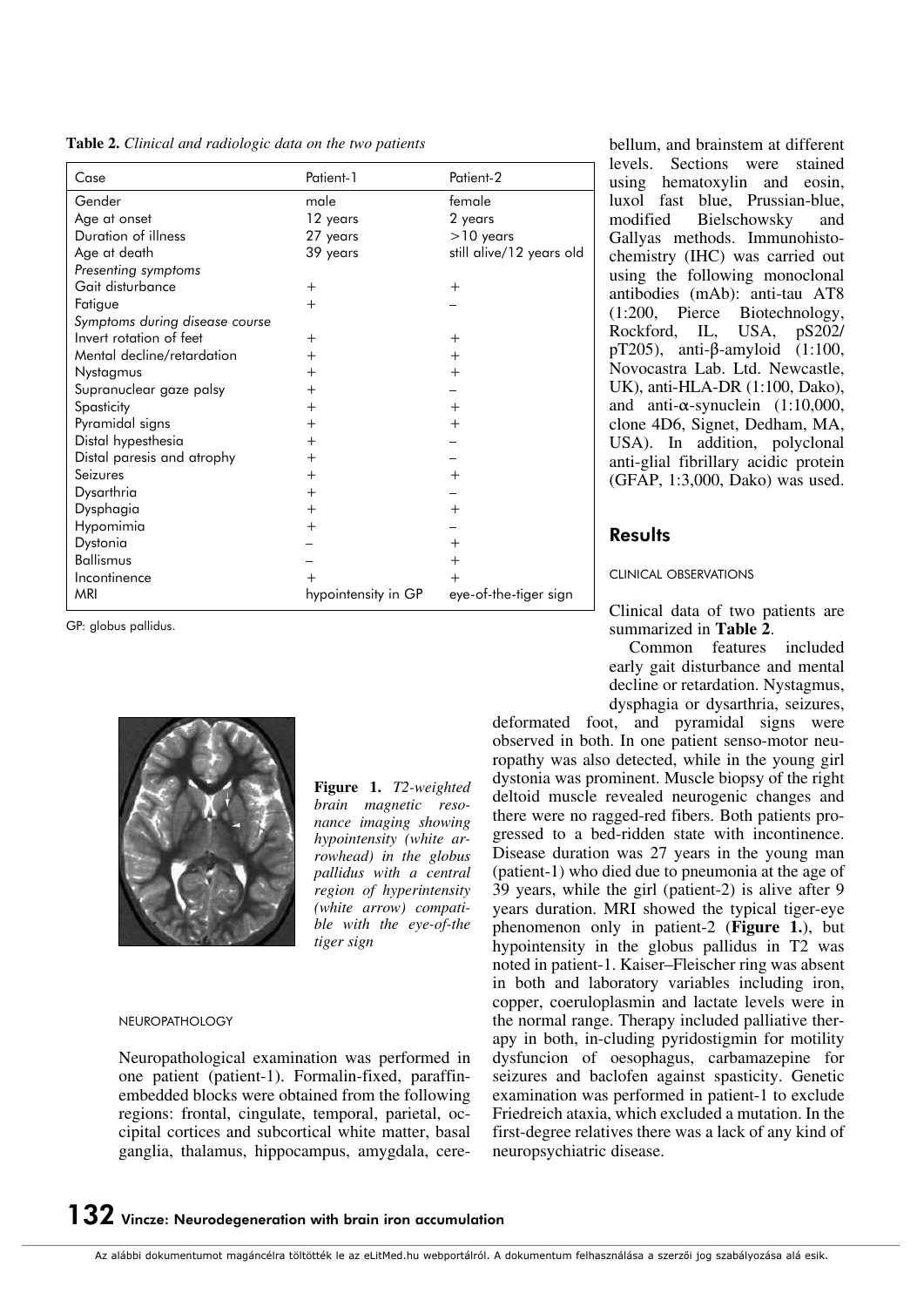**Table 2.** *Clinical and radiologic data on the two patients*

| Case | Patient-1 | Patient-2 |
|---|---|---|
| Gender | male | female |
| Age at onset | 12 years | 2 years |
| Duration of illness | 27 years | >10 years |
| Age at death | 39 years | still alive/12 years old |
| *Presenting symptoms* | | |
| Gait disturbance | + | + |
| Fatigue | + | – |
| *Symptoms during disease course* | | |
| Invert rotation of feet | + | + |
| Mental decline/retardation | + | + |
| Nystagmus | + | + |
| Supranuclear gaze palsy | + | – |
| Spasticity | + | + |
| Pyramidal signs | + | + |
| Distal hypesthesia | + | – |
| Distal paresis and atrophy | + | – |
| Seizures | + | + |
| Dysarthria | + | – |
| Dysphagia | + | + |
| Hypomimia | + | – |
| Dystonia | – | + |
| Ballismus | – | + |
| Incontinence | + | + |
| MRI | hypointensity in GP | eye-of-the-tiger sign |

GP: globus pallidus.

**Figure 1.** *T2-weighted brain magnetic resonance imaging showing hypointensity (white arrowhead) in the globus pallidus with a central region of hyperintensity (white arrow) compatible with the eye-of-the tiger sign*

NEUROPATHOLOGY

Neuropathological examination was performed in one patient (patient-1). Formalin-fixed, paraffin-embedded blocks were obtained from the following regions: frontal, cingulate, temporal, parietal, occipital cortices and subcortical white matter, basal ganglia, thalamus, hippocampus, amygdala, cerebellum, and brainstem at different levels. Sections were stained using hematoxylin and eosin, luxol fast blue, Prussian-blue, modified Bielschowsky and Gallyas methods. Immunohistochemistry (IHC) was carried out using the following monoclonal antibodies (mAb): anti-tau AT8 (1:200, Pierce Biotechnology, Rockford, IL, USA, pS202/pT205), anti-β-amyloid (1:100, Novocastra Lab. Ltd. Newcastle, UK), anti-HLA-DR (1:100, Dako), and anti-α-synuclein (1:10,000, clone 4D6, Signet, Dedham, MA, USA). In addition, polyclonal anti-glial fibrillary acidic protein (GFAP, 1:3,000, Dako) was used.

## Results

CLINICAL OBSERVATIONS

Clinical data of two patients are summarized in **Table 2**.

Common features included early gait disturbance and mental decline or retardation. Nystagmus, dysphagia or dysarthria, seizures, deformated foot, and pyramidal signs were observed in both. In one patient senso-motor neuropathy was also detected, while in the young girl dystonia was prominent. Muscle biopsy of the right deltoid muscle revealed neurogenic changes and there were no ragged-red fibers. Both patients progressed to a bed-ridden state with incontinence. Disease duration was 27 years in the young man (patient-1) who died due to pneumonia at the age of 39 years, while the girl (patient-2) is alive after 9 years duration. MRI showed the typical tiger-eye phenomenon only in patient-2 (**Figure 1.**), but hypointensity in the globus pallidus in T2 was noted in patient-1. Kaiser–Fleischer ring was absent in both and laboratory variables including iron, copper, coeruloplasmin and lactate levels were in the normal range. Therapy included palliative therapy in both, in-cluding pyridostigmin for motility dysfuncion of oesophagus, carbamazepine for seizures and baclofen against spasticity. Genetic examination was performed in patient-1 to exclude Friedreich ataxia, which excluded a mutation. In the first-degree relatives there was a lack of any kind of neuropsychiatric disease.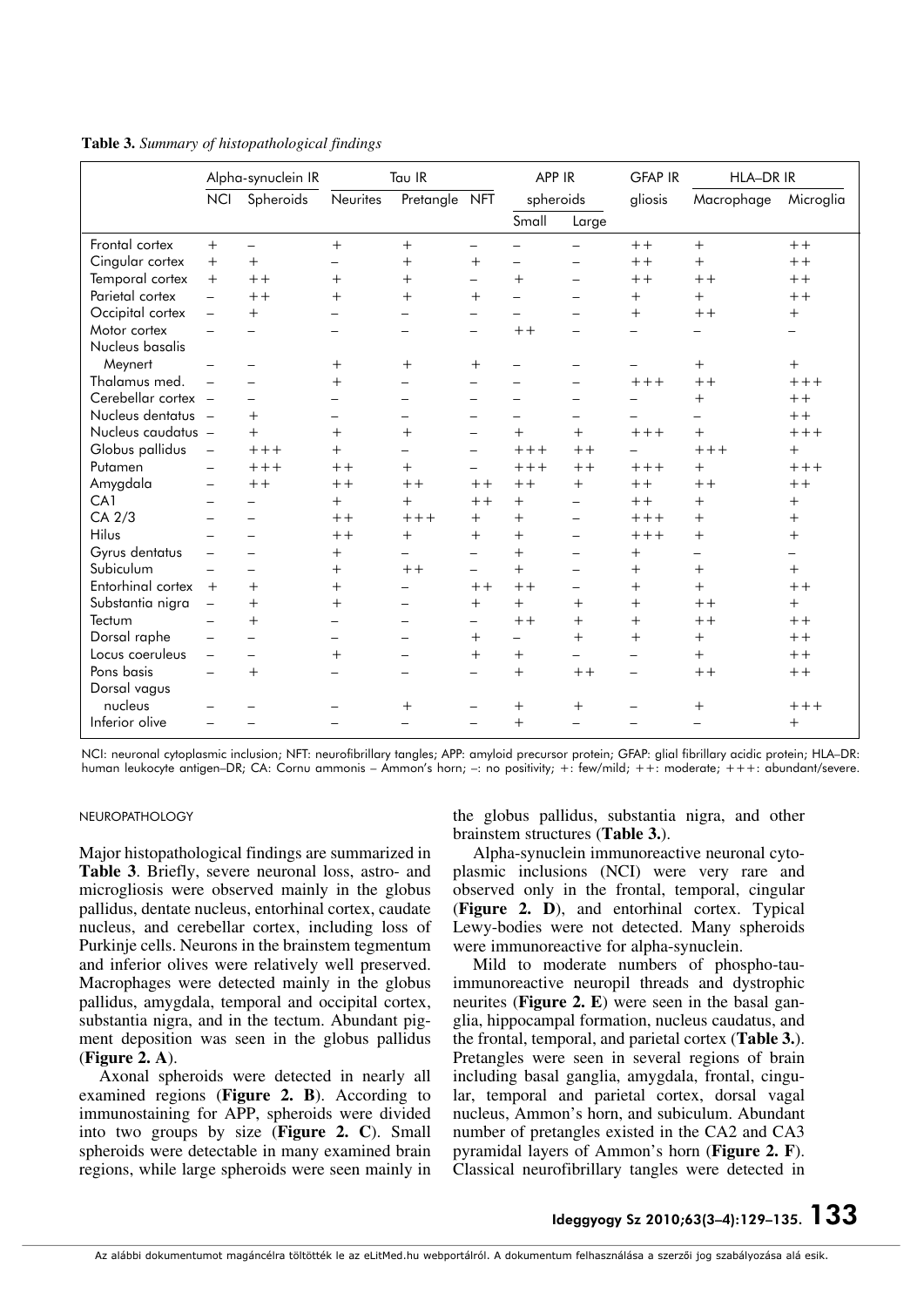**Table 3.** *Summary of histopathological findings*

| | Alpha-synuclein IR | | Tau IR | | | APP IR | | GFAP IR | HLA–DR IR | |
|---|---|---|---|---|---|---|---|---|---|---|
| | NCI | Spheroids | Neurites | Pretangle | NFT | spheroids | | gliosis | Macrophage | Microglia |
| | | | | | | Small | Large | | | |
| Frontal cortex | + | – | + | + | – | – | – | ++ | + | ++ |
| Cingular cortex | + | + | – | + | + | – | – | ++ | + | ++ |
| Temporal cortex | + | ++ | + | + | – | + | – | ++ | ++ | ++ |
| Parietal cortex | – | ++ | + | + | + | – | – | + | + | ++ |
| Occipital cortex | – | + | – | – | – | – | – | + | ++ | + |
| Motor cortex | – | – | – | – | – | ++ | – | – | – | – |
| Nucleus basalis Meynert | – | – | + | + | + | – | – | – | + | + |
| Thalamus med. | – | – | + | – | – | – | – | +++ | ++ | +++ |
| Cerebellar cortex | – | – | – | – | – | – | – | – | + | ++ |
| Nucleus dentatus | – | + | – | – | – | – | – | – | – | ++ |
| Nucleus caudatus | – | + | + | + | – | + | + | +++ | + | +++ |
| Globus pallidus | – | +++ | + | – | – | +++ | ++ | – | +++ | + |
| Putamen | – | +++ | ++ | + | – | +++ | ++ | +++ | + | +++ |
| Amygdala | – | ++ | ++ | ++ | ++ | ++ | + | ++ | ++ | ++ |
| CA1 | – | – | + | + | ++ | + | – | ++ | + | + |
| CA 2/3 | – | – | ++ | +++ | + | + | – | +++ | + | + |
| Hilus | – | – | ++ | + | + | + | – | +++ | + | + |
| Gyrus dentatus | – | – | + | – | – | + | – | + | – | – |
| Subiculum | – | – | + | ++ | – | + | – | + | + | + |
| Entorhinal cortex | + | + | + | – | ++ | ++ | – | + | + | ++ |
| Substantia nigra | – | + | + | – | + | + | + | + | ++ | + |
| Tectum | – | + | – | – | – | ++ | + | + | ++ | ++ |
| Dorsal raphe | – | – | – | – | + | – | + | + | + | ++ |
| Locus coeruleus | – | – | + | – | + | + | – | – | + | ++ |
| Pons basis | – | + | – | – | – | + | ++ | – | ++ | ++ |
| Dorsal vagus nucleus | – | – | – | + | – | + | + | – | + | +++ |
| Inferior olive | – | – | – | – | – | + | – | – | – | + |

NCI: neuronal cytoplasmic inclusion; NFT: neurofibrillary tangles; APP: amyloid precursor protein; GFAP: glial fibrillary acidic protein; HLA–DR: human leukocyte antigen–DR; CA: Cornu ammonis – Ammon's horn; –: no positivity; +: few/mild; ++: moderate; +++: abundant/severe.

## NEUROPATHOLOGY

Major histopathological findings are summarized in **Table 3**. Briefly, severe neuronal loss, astro- and microgliosis were observed mainly in the globus pallidus, dentate nucleus, entorhinal cortex, caudate nucleus, and cerebellar cortex, including loss of Purkinje cells. Neurons in the brainstem tegmentum and inferior olives were relatively well preserved. Macrophages were detected mainly in the globus pallidus, amygdala, temporal and occipital cortex, substantia nigra, and in the tectum. Abundant pigment deposition was seen in the globus pallidus (**Figure 2. A**).

Axonal spheroids were detected in nearly all examined regions (**Figure 2. B**). According to immunostaining for APP, spheroids were divided into two groups by size (**Figure 2. C**). Small spheroids were detectable in many examined brain regions, while large spheroids were seen mainly in the globus pallidus, substantia nigra, and other brainstem structures (**Table 3.**).

Alpha-synuclein immunoreactive neuronal cytoplasmic inclusions (NCI) were very rare and observed only in the frontal, temporal, cingular (**Figure 2. D**), and entorhinal cortex. Typical Lewy-bodies were not detected. Many spheroids were immunoreactive for alpha-synuclein.

Mild to moderate numbers of phospho-tau-immunoreactive neuropil threads and dystrophic neurites (**Figure 2. E**) were seen in the basal ganglia, hippocampal formation, nucleus caudatus, and the frontal, temporal, and parietal cortex (**Table 3.**). Pretangles were seen in several regions of brain including basal ganglia, amygdala, frontal, cingular, temporal and parietal cortex, dorsal vagal nucleus, Ammon's horn, and subiculum. Abundant number of pretangles existed in the CA2 and CA3 pyramidal layers of Ammon's horn (**Figure 2. F**). Classical neurofibrillary tangles were detected in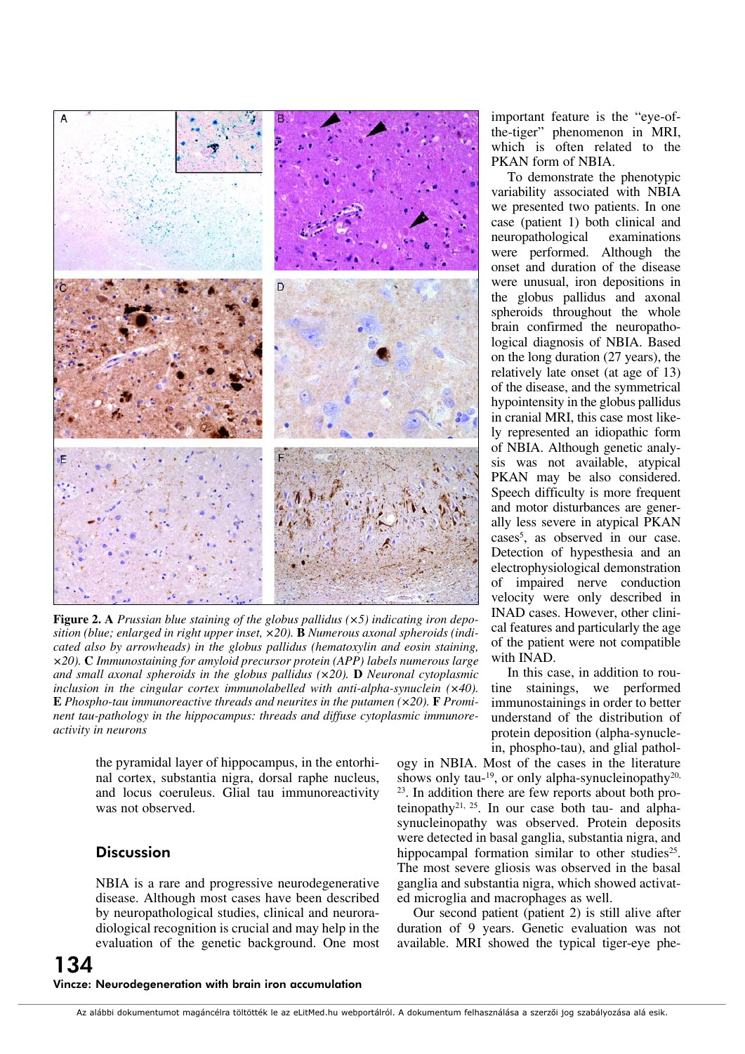**Figure 2.** **A** *Prussian blue staining of the globus pallidus (×5) indicating iron deposition (blue; enlarged in right upper inset, ×20).* **B** *Numerous axonal spheroids (indicated also by arrowheads) in the globus pallidus (hematoxylin and eosin staining, ×20).* **C** *Immunostaining for amyloid precursor protein (APP) labels numerous large and small axonal spheroids in the globus pallidus (×20).* **D** *Neuronal cytoplasmic inclusion in the cingular cortex immunolabelled with anti-alpha-synuclein (×40).* **E** *Phospho-tau immunoreactive threads and neurites in the putamen (×20).* **F** *Prominent tau-pathology in the hippocampus: threads and diffuse cytoplasmic immunoreactivity in neurons*

the pyramidal layer of hippocampus, in the entorhinal cortex, substantia nigra, dorsal raphe nucleus, and locus coeruleus. Glial tau immunoreactivity was not observed.

## Discussion

NBIA is a rare and progressive neurodegenerative disease. Although most cases have been described by neuropathological studies, clinical and neuroradiological recognition is crucial and may help in the evaluation of the genetic background. One most important feature is the "eye-of-the-tiger" phenomenon in MRI, which is often related to the PKAN form of NBIA.

To demonstrate the phenotypic variability associated with NBIA we presented two patients. In one case (patient 1) both clinical and neuropathological examinations were performed. Although the onset and duration of the disease were unusual, iron depositions in the globus pallidus and axonal spheroids throughout the whole brain confirmed the neuropathological diagnosis of NBIA. Based on the long duration (27 years), the relatively late onset (at age of 13) of the disease, and the symmetrical hypointensity in the globus pallidus in cranial MRI, this case most likely represented an idiopathic form of NBIA. Although genetic analysis was not available, atypical PKAN may be also considered. Speech difficulty is more frequent and motor disturbances are generally less severe in atypical PKAN cases[5], as observed in our case. Detection of hypesthesia and an electrophysiological demonstration of impaired nerve conduction velocity were only described in INAD cases. However, other clinical features and particularly the age of the patient were not compatible with INAD.

In this case, in addition to routine stainings, we performed immunostainings in order to better understand of the distribution of protein deposition (alpha-synuclein, phospho-tau), and glial pathology in NBIA. Most of the cases in the literature shows only tau-[19], or only alpha-synucleinopathy[20, 23]. In addition there are few reports about both proteinopathy[21, 25]. In our case both tau- and alpha-synucleinopathy was observed. Protein deposits were detected in basal ganglia, substantia nigra, and hippocampal formation similar to other studies[25]. The most severe gliosis was observed in the basal ganglia and substantia nigra, which showed activated microglia and macrophages as well.

Our second patient (patient 2) is still alive after duration of 9 years. Genetic evaluation was not available. MRI showed the typical tiger-eye phe-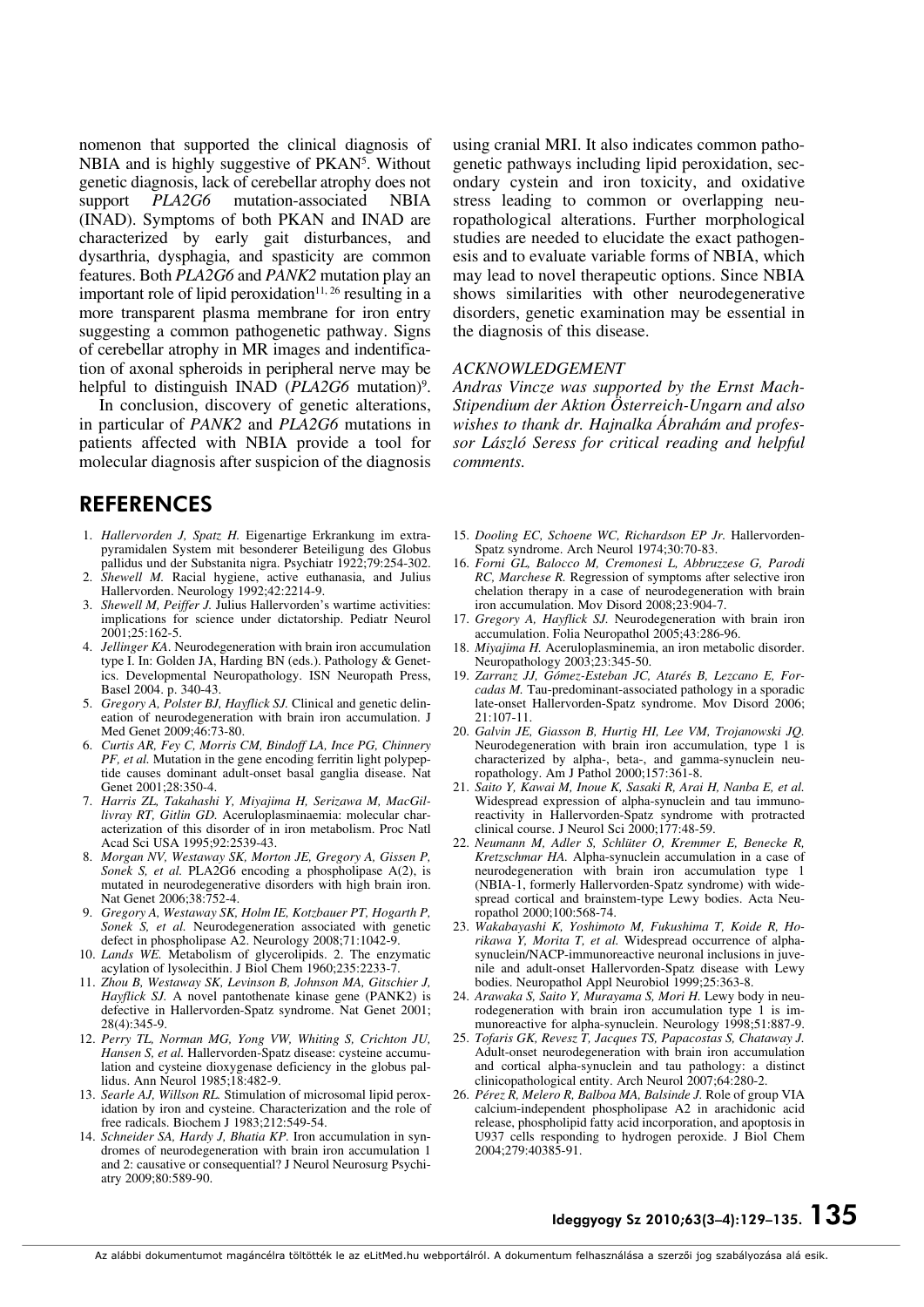nomenon that supported the clinical diagnosis of NBIA and is highly suggestive of PKAN[5]. Without genetic diagnosis, lack of cerebellar atrophy does not support *PLA2G6* mutation-associated NBIA (INAD). Symptoms of both PKAN and INAD are characterized by early gait disturbances, and dysarthria, dysphagia, and spasticity are common features. Both *PLA2G6* and *PANK2* mutation play an important role of lipid peroxidation[11, 26] resulting in a more transparent plasma membrane for iron entry suggesting a common pathogenetic pathway. Signs of cerebellar atrophy in MR images and indentification of axonal spheroids in peripheral nerve may be helpful to distinguish INAD (*PLA2G6* mutation)[9].

In conclusion, discovery of genetic alterations, in particular of *PANK2* and *PLA2G6* mutations in patients affected with NBIA provide a tool for molecular diagnosis after suspicion of the diagnosis using cranial MRI. It also indicates common pathogenetic pathways including lipid peroxidation, secondary cystein and iron toxicity, and oxidative stress leading to common or overlapping neuropathological alterations. Further morphological studies are needed to elucidate the exact pathogenesis and to evaluate variable forms of NBIA, which may lead to novel therapeutic options. Since NBIA shows similarities with other neurodegenerative disorders, genetic examination may be essential in the diagnosis of this disease.

*ACKNOWLEDGEMENT*

*Andras Vincze was supported by the Ernst Mach-Stipendium der Aktion Österreich-Ungarn and also wishes to thank dr. Hajnalka Ábrahám and professor László Seress for critical reading and helpful comments.*

## REFERENCES

1. *Hallervorden J, Spatz H.* Eigenartige Erkrankung im extrapyramidalen System mit besonderer Beteiligung des Globus pallidus und der Substanita nigra. Psychiatr 1922;79:254-302.
2. *Shewell M.* Racial hygiene, active euthanasia, and Julius Hallervorden. Neurology 1992;42:2214-9.
3. *Shewell M, Peiffer J.* Julius Hallervorden's wartime activities: implications for science under dictatorship. Pediatr Neurol 2001;25:162-5.
4. *Jellinger KA*. Neurodegeneration with brain iron accumulation type I. In: Golden JA, Harding BN (eds.). Pathology & Genetics. Developmental Neuropathology. ISN Neuropath Press, Basel 2004. p. 340-43.
5. *Gregory A, Polster BJ, Hayflick SJ.* Clinical and genetic delineation of neurodegeneration with brain iron accumulation. J Med Genet 2009;46:73-80.
6. *Curtis AR, Fey C, Morris CM, Bindoff LA, Ince PG, Chinnery PF, et al.* Mutation in the gene encoding ferritin light polypeptide causes dominant adult-onset basal ganglia disease. Nat Genet 2001;28:350-4.
7. *Harris ZL, Takahashi Y, Miyajima H, Serizawa M, MacGillivray RT, Gitlin GD.* Aceruloplasminaemia: molecular characterization of this disorder of in iron metabolism. Proc Natl Acad Sci USA 1995;92:2539-43.
8. *Morgan NV, Westaway SK, Morton JE, Gregory A, Gissen P, Sonek S, et al.* PLA2G6 encoding a phospholipase A(2), is mutated in neurodegenerative disorders with high brain iron. Nat Genet 2006;38:752-4.
9. *Gregory A, Westaway SK, Holm IE, Kotzbauer PT, Hogarth P, Sonek S, et al.* Neurodegeneration associated with genetic defect in phospholipase A2. Neurology 2008;71:1042-9.
10. *Lands WE.* Metabolism of glycerolipids. 2. The enzymatic acylation of lysolecithin. J Biol Chem 1960;235:2233-7.
11. *Zhou B, Westaway SK, Levinson B, Johnson MA, Gitschier J, Hayflick SJ.* A novel pantothenate kinase gene (PANK2) is defective in Hallervorden-Spatz syndrome. Nat Genet 2001; 28(4):345-9.
12. *Perry TL, Norman MG, Yong VW, Whiting S, Crichton JU, Hansen S, et al.* Hallervorden-Spatz disease: cysteine accumulation and cysteine dioxygenase deficiency in the globus pallidus. Ann Neurol 1985;18:482-9.
13. *Searle AJ, Willson RL.* Stimulation of microsomal lipid peroxidation by iron and cysteine. Characterization and the role of free radicals. Biochem J 1983;212:549-54.
14. *Schneider SA, Hardy J, Bhatia KP.* Iron accumulation in syndromes of neurodegeneration with brain iron accumulation 1 and 2: causative or consequential? J Neurol Neurosurg Psychiatry 2009;80:589-90.
15. *Dooling EC, Schoene WC, Richardson EP Jr.* Hallervorden-Spatz syndrome. Arch Neurol 1974;30:70-83.
16. *Forni GL, Balocco M, Cremonesi L, Abbruzzese G, Parodi RC, Marchese R.* Regression of symptoms after selective iron chelation therapy in a case of neurodegeneration with brain iron accumulation. Mov Disord 2008;23:904-7.
17. *Gregory A, Hayflick SJ.* Neurodegeneration with brain iron accumulation. Folia Neuropathol 2005;43:286-96.
18. *Miyajima H.* Aceruloplasminemia, an iron metabolic disorder. Neuropathology 2003;23:345-50.
19. *Zarranz JJ, Gómez-Esteban JC, Atarés B, Lezcano E, Forcadas M.* Tau-predominant-associated pathology in a sporadic late-onset Hallervorden-Spatz syndrome. Mov Disord 2006; 21:107-11.
20. *Galvin JE, Giasson B, Hurtig HI, Lee VM, Trojanowski JQ.* Neurodegeneration with brain iron accumulation, type 1 is characterized by alpha-, beta-, and gamma-synuclein neuropathology. Am J Pathol 2000;157:361-8.
21. *Saito Y, Kawai M, Inoue K, Sasaki R, Arai H, Nanba E, et al.* Widespread expression of alpha-synuclein and tau immunoreactivity in Hallervorden-Spatz syndrome with protracted clinical course. J Neurol Sci 2000;177:48-59.
22. *Neumann M, Adler S, Schlüter O, Kremmer E, Benecke R, Kretzschmar HA.* Alpha-synuclein accumulation in a case of neurodegeneration with brain iron accumulation type 1 (NBIA-1, formerly Hallervorden-Spatz syndrome) with widespread cortical and brainstem-type Lewy bodies. Acta Neuropathol 2000;100:568-74.
23. *Wakabayashi K, Yoshimoto M, Fukushima T, Koide R, Horikawa Y, Morita T, et al.* Widespread occurrence of alpha-synuclein/NACP-immunoreactive neuronal inclusions in juvenile and adult-onset Hallervorden-Spatz disease with Lewy bodies. Neuropathol Appl Neurobiol 1999;25:363-8.
24. *Arawaka S, Saito Y, Murayama S, Mori H.* Lewy body in neurodegeneration with brain iron accumulation type 1 is immunoreactive for alpha-synuclein. Neurology 1998;51:887-9.
25. *Tofaris GK, Revesz T, Jacques TS, Papacostas S, Chataway J.* Adult-onset neurodegeneration with brain iron accumulation and cortical alpha-synuclein and tau pathology: a distinct clinicopathological entity. Arch Neurol 2007;64:280-2.
26. *Pérez R, Melero R, Balboa MA, Balsinde J.* Role of group VIA calcium-independent phospholipase A2 in arachidonic acid release, phospholipid fatty acid incorporation, and apoptosis in U937 cells responding to hydrogen peroxide. J Biol Chem 2004;279:40385-91.

Az alábbi dokumentumot magáncélra töltötték le az eLitMed.hu webportálról. A dokumentum felhasználása a szerzői jog szabályozása alá esik.